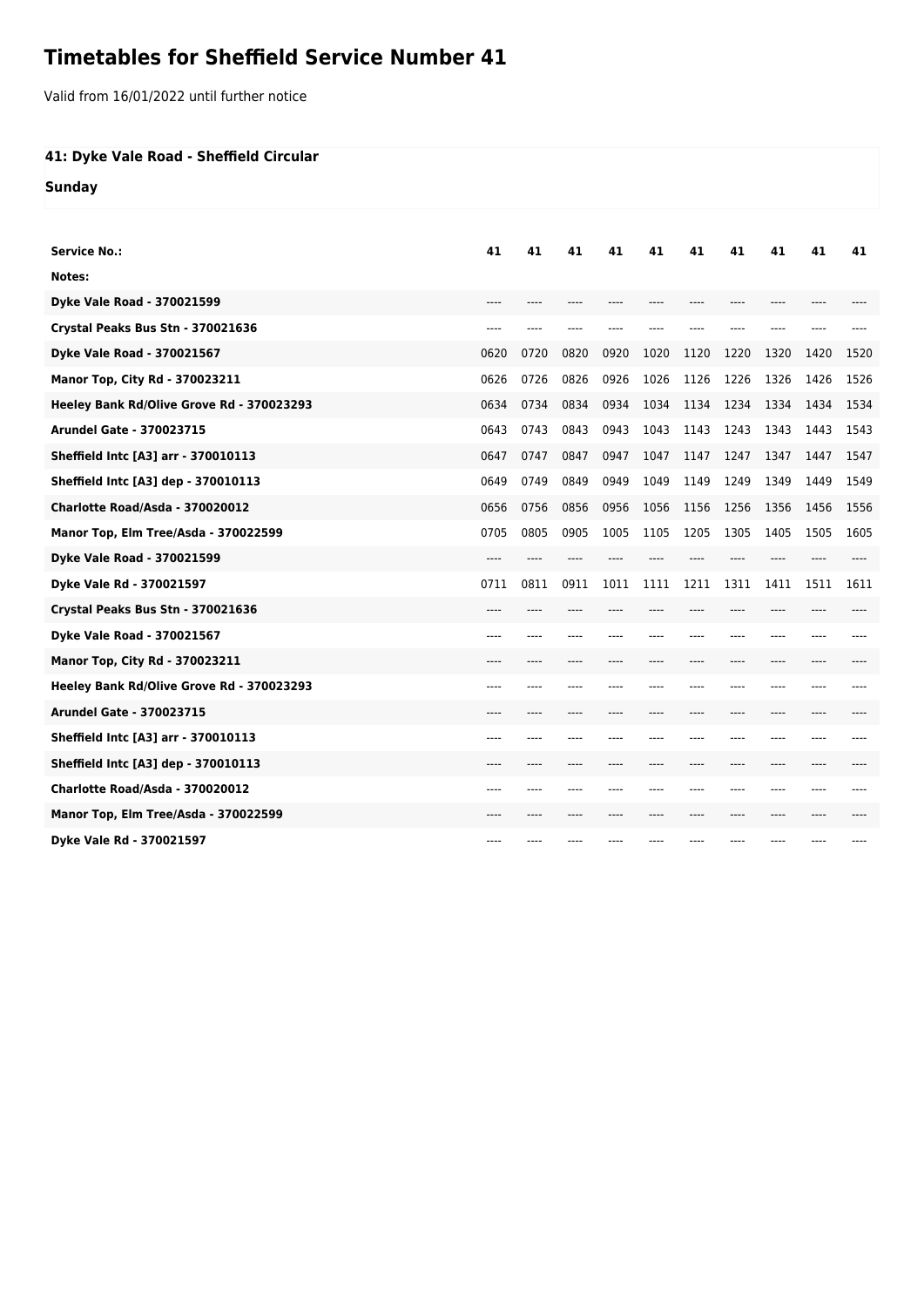# Timetables for Sheffield Service Number 41

Valid from 16/01/2022 until further notice

### 41: Dyke Vale Road - Sheffield Circular

### Sunday

| Service No.: | 41 | 41 | 41 | 41 | 41 | 41 | 41 | 41 | 41 | 41 |
|---|---|---|---|---|---|---|---|---|---|---|
| Notes: | | | | | | | | | | |
| Dyke Vale Road - 370021599 | ---- | ---- | ---- | ---- | ---- | ---- | ---- | ---- | ---- | ---- |
| Crystal Peaks Bus Stn - 370021636 | ---- | ---- | ---- | ---- | ---- | ---- | ---- | ---- | ---- | ---- |
| Dyke Vale Road - 370021567 | 0620 | 0720 | 0820 | 0920 | 1020 | 1120 | 1220 | 1320 | 1420 | 1520 |
| Manor Top, City Rd - 370023211 | 0626 | 0726 | 0826 | 0926 | 1026 | 1126 | 1226 | 1326 | 1426 | 1526 |
| Heeley Bank Rd/Olive Grove Rd - 370023293 | 0634 | 0734 | 0834 | 0934 | 1034 | 1134 | 1234 | 1334 | 1434 | 1534 |
| Arundel Gate - 370023715 | 0643 | 0743 | 0843 | 0943 | 1043 | 1143 | 1243 | 1343 | 1443 | 1543 |
| Sheffield Intc [A3] arr - 370010113 | 0647 | 0747 | 0847 | 0947 | 1047 | 1147 | 1247 | 1347 | 1447 | 1547 |
| Sheffield Intc [A3] dep - 370010113 | 0649 | 0749 | 0849 | 0949 | 1049 | 1149 | 1249 | 1349 | 1449 | 1549 |
| Charlotte Road/Asda - 370020012 | 0656 | 0756 | 0856 | 0956 | 1056 | 1156 | 1256 | 1356 | 1456 | 1556 |
| Manor Top, Elm Tree/Asda - 370022599 | 0705 | 0805 | 0905 | 1005 | 1105 | 1205 | 1305 | 1405 | 1505 | 1605 |
| Dyke Vale Road - 370021599 | ---- | ---- | ---- | ---- | ---- | ---- | ---- | ---- | ---- | ---- |
| Dyke Vale Rd - 370021597 | 0711 | 0811 | 0911 | 1011 | 1111 | 1211 | 1311 | 1411 | 1511 | 1611 |
| Crystal Peaks Bus Stn - 370021636 | ---- | ---- | ---- | ---- | ---- | ---- | ---- | ---- | ---- | ---- |
| Dyke Vale Road - 370021567 | ---- | ---- | ---- | ---- | ---- | ---- | ---- | ---- | ---- | ---- |
| Manor Top, City Rd - 370023211 | ---- | ---- | ---- | ---- | ---- | ---- | ---- | ---- | ---- | ---- |
| Heeley Bank Rd/Olive Grove Rd - 370023293 | ---- | ---- | ---- | ---- | ---- | ---- | ---- | ---- | ---- | ---- |
| Arundel Gate - 370023715 | ---- | ---- | ---- | ---- | ---- | ---- | ---- | ---- | ---- | ---- |
| Sheffield Intc [A3] arr - 370010113 | ---- | ---- | ---- | ---- | ---- | ---- | ---- | ---- | ---- | ---- |
| Sheffield Intc [A3] dep - 370010113 | ---- | ---- | ---- | ---- | ---- | ---- | ---- | ---- | ---- | ---- |
| Charlotte Road/Asda - 370020012 | ---- | ---- | ---- | ---- | ---- | ---- | ---- | ---- | ---- | ---- |
| Manor Top, Elm Tree/Asda - 370022599 | ---- | ---- | ---- | ---- | ---- | ---- | ---- | ---- | ---- | ---- |
| Dyke Vale Rd - 370021597 | ---- | ---- | ---- | ---- | ---- | ---- | ---- | ---- | ---- | ---- |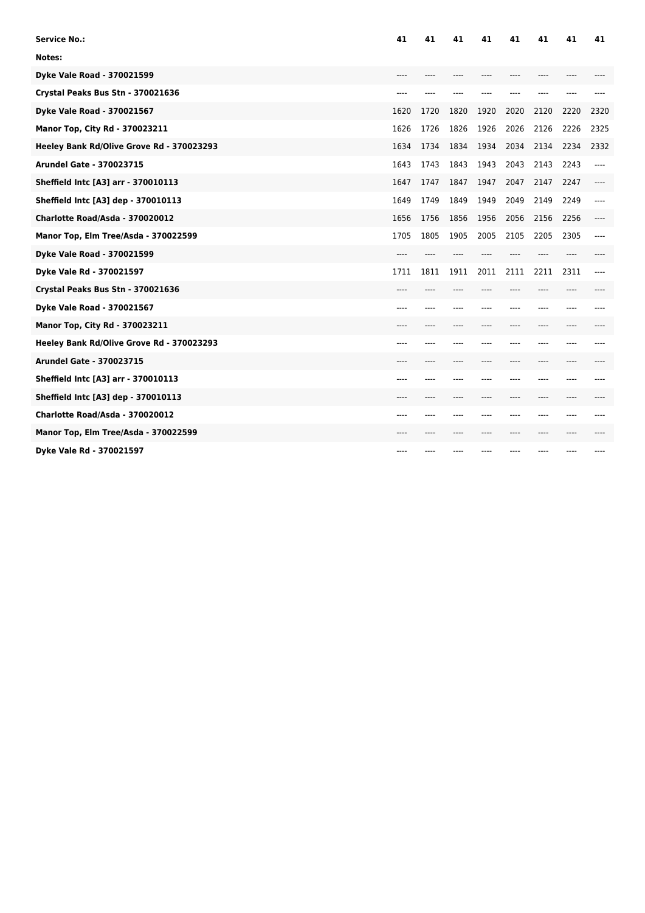| Service No.: | 41 | 41 | 41 | 41 | 41 | 41 | 41 | 41 |
|---|---|---|---|---|---|---|---|---|
| Notes: | | | | | | | | |
| Dyke Vale Road - 370021599 | ---- | ---- | ---- | ---- | ---- | ---- | ---- | ---- |
| Crystal Peaks Bus Stn - 370021636 | ---- | ---- | ---- | ---- | ---- | ---- | ---- | ---- |
| Dyke Vale Road - 370021567 | 1620 | 1720 | 1820 | 1920 | 2020 | 2120 | 2220 | 2320 |
| Manor Top, City Rd - 370023211 | 1626 | 1726 | 1826 | 1926 | 2026 | 2126 | 2226 | 2325 |
| Heeley Bank Rd/Olive Grove Rd - 370023293 | 1634 | 1734 | 1834 | 1934 | 2034 | 2134 | 2234 | 2332 |
| Arundel Gate - 370023715 | 1643 | 1743 | 1843 | 1943 | 2043 | 2143 | 2243 | ---- |
| Sheffield Intc [A3] arr - 370010113 | 1647 | 1747 | 1847 | 1947 | 2047 | 2147 | 2247 | ---- |
| Sheffield Intc [A3] dep - 370010113 | 1649 | 1749 | 1849 | 1949 | 2049 | 2149 | 2249 | ---- |
| Charlotte Road/Asda - 370020012 | 1656 | 1756 | 1856 | 1956 | 2056 | 2156 | 2256 | ---- |
| Manor Top, Elm Tree/Asda - 370022599 | 1705 | 1805 | 1905 | 2005 | 2105 | 2205 | 2305 | ---- |
| Dyke Vale Road - 370021599 | ---- | ---- | ---- | ---- | ---- | ---- | ---- | ---- |
| Dyke Vale Rd - 370021597 | 1711 | 1811 | 1911 | 2011 | 2111 | 2211 | 2311 | ---- |
| Crystal Peaks Bus Stn - 370021636 | ---- | ---- | ---- | ---- | ---- | ---- | ---- | ---- |
| Dyke Vale Road - 370021567 | ---- | ---- | ---- | ---- | ---- | ---- | ---- | ---- |
| Manor Top, City Rd - 370023211 | ---- | ---- | ---- | ---- | ---- | ---- | ---- | ---- |
| Heeley Bank Rd/Olive Grove Rd - 370023293 | ---- | ---- | ---- | ---- | ---- | ---- | ---- | ---- |
| Arundel Gate - 370023715 | ---- | ---- | ---- | ---- | ---- | ---- | ---- | ---- |
| Sheffield Intc [A3] arr - 370010113 | ---- | ---- | ---- | ---- | ---- | ---- | ---- | ---- |
| Sheffield Intc [A3] dep - 370010113 | ---- | ---- | ---- | ---- | ---- | ---- | ---- | ---- |
| Charlotte Road/Asda - 370020012 | ---- | ---- | ---- | ---- | ---- | ---- | ---- | ---- |
| Manor Top, Elm Tree/Asda - 370022599 | ---- | ---- | ---- | ---- | ---- | ---- | ---- | ---- |
| Dyke Vale Rd - 370021597 | ---- | ---- | ---- | ---- | ---- | ---- | ---- | ---- |